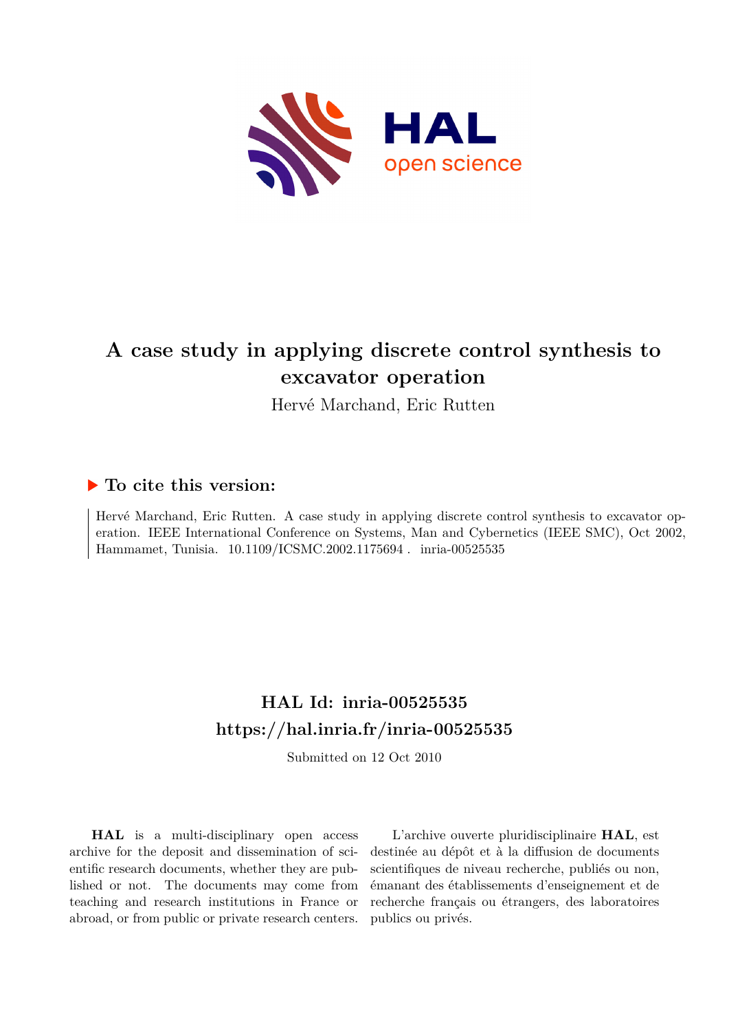# A case study in applying discrete control synthesis to excavator operation

Hervé Marchand, Eric Rutten

## ▶ To cite this version:

Hervé Marchand, Eric Rutten. A case study in applying discrete control synthesis to excavator operation. IEEE International Conference on Systems, Man and Cybernetics (IEEE SMC), Oct 2002, Hammamet, Tunisia. 10.1109/ICSMC.2002.1175694 . inria-00525535

## HAL Id: inria-00525535
## https://hal.inria.fr/inria-00525535

Submitted on 12 Oct 2010

**HAL** is a multi-disciplinary open access archive for the deposit and dissemination of scientific research documents, whether they are published or not. The documents may come from teaching and research institutions in France or abroad, or from public or private research centers.

L'archive ouverte pluridisciplinaire **HAL**, est destinée au dépôt et à la diffusion de documents scientifiques de niveau recherche, publiés ou non, émanant des établissements d'enseignement et de recherche français ou étrangers, des laboratoires publics ou privés.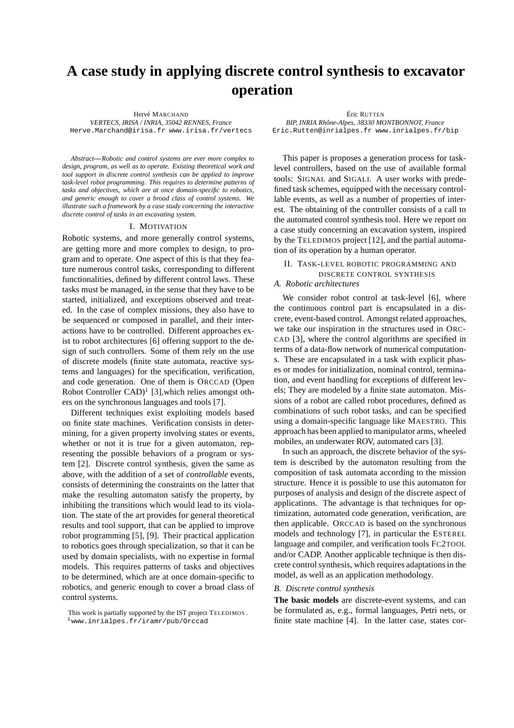# A case study in applying discrete control synthesis to excavator operation

Hervé MARCHAND
*VERTECS, IRISA / INRIA, 35042 RENNES, France*
Herve.Marchand@irisa.fr www.irisa.fr/vertecs

Éric RUTTEN
*BIP, INRIA Rhône-Alpes, 38330 MONTBONNOT, France*
Eric.Rutten@inrialpes.fr www.inrialpes.fr/bip

*Abstract*— *Robotic and control systems are ever more complex to design, program, as well as to operate. Existing theoretical work and tool support in discrete control synthesis can be applied to improve task-level robot programming. This requires to determine patterns of tasks and objectives, which are at once domain-specific to robotics, and generic enough to cover a broad class of control systems. We illustrate such a framework by a case study concerning the interactive discrete control of tasks in an excavating system.*

## I. MOTIVATION

Robotic systems, and more generally control systems, are getting more and more complex to design, to program and to operate. One aspect of this is that they feature numerous control tasks, corresponding to different functionalities, defined by different control laws. These tasks must be managed, in the sense that they have to be started, initialized, and exceptions observed and treated. In the case of complex missions, they also have to be sequenced or composed in parallel, and their interactions have to be controlled. Different approaches exist to robot architectures [6] offering support to the design of such controllers. Some of them rely on the use of discrete models (finite state automata, reactive systems and languages) for the specification, verification, and code generation. One of them is ORCCAD (Open Robot Controller CAD)[1] [3],which relies amongst others on the synchronous languages and tools [7].

Different techniques exist exploiting models based on finite state machines. Verification consists in determining, for a given property involving states or events, whether or not it is true for a given automaton, representing the possible behaviors of a program or system [2]. Discrete control synthesis, given the same as above, with the addition of a set of *controllable* events, consists of determining the constraints on the latter that make the resulting automaton satisfy the property, by inhibiting the transitions which would lead to its violation. The state of the art provides for general theoretical results and tool support, that can be applied to improve robot programming [5], [9]. Their practical application to robotics goes through specialization, so that it can be used by domain specialists, with no expertise in formal models. This requires patterns of tasks and objectives to be determined, which are at once domain-specific to robotics, and generic enough to cover a broad class of control systems.

This work is partially supported by the IST project TELEDIMOS.
[1] www.inrialpes.fr/iramr/pub/Orccad

This paper is proposes a generation process for task-level controllers, based on the use of available formal tools: SIGNAL and SIGALI. A user works with predefined task schemes, equipped with the necessary controllable events, as well as a number of properties of interest. The obtaining of the controller consists of a call to the automated control synthesis tool. Here we report on a case study concerning an excavation system, inspired by the TELEDIMOS project [12], and the partial automation of its operation by a human operator.

## II. TASK-LEVEL ROBOTIC PROGRAMMING AND DISCRETE CONTROL SYNTHESIS

### A. Robotic architectures

We consider robot control at task-level [6], where the continuous control part is encapsulated in a discrete, event-based control. Amongst related approaches, we take our inspiration in the structures used in ORCCAD [3], where the control algorithms are specified in terms of a data-flow network of numerical computations. These are encapsulated in a task with explicit phases or modes for initialization, nominal control, termination, and event handling for exceptions of different levels; They are modeled by a finite state automaton. Missions of a robot are called robot procedures, defined as combinations of such robot tasks, and can be specified using a domain-specific language like MAESTRO. This approach has been applied to manipulator arms, wheeled mobiles, an underwater ROV, automated cars [3].

In such an approach, the discrete behavior of the system is described by the automaton resulting from the composition of task automata according to the mission structure. Hence it is possible to use this automaton for purposes of analysis and design of the discrete aspect of applications. The advantage is that techniques for optimization, automated code generation, verification, are then applicable. ORCCAD is based on the synchronous models and technology [7], in particular the ESTEREL language and compiler, and verification tools FC2TOOL and/or CADP. Another applicable technique is then discrete control synthesis, which requires adaptations in the model, as well as an application methodology.

### B. Discrete control synthesis

**The basic models** are discrete-event systems, and can be formulated as, e.g., formal languages, Petri nets, or finite state machine [4]. In the latter case, states cor-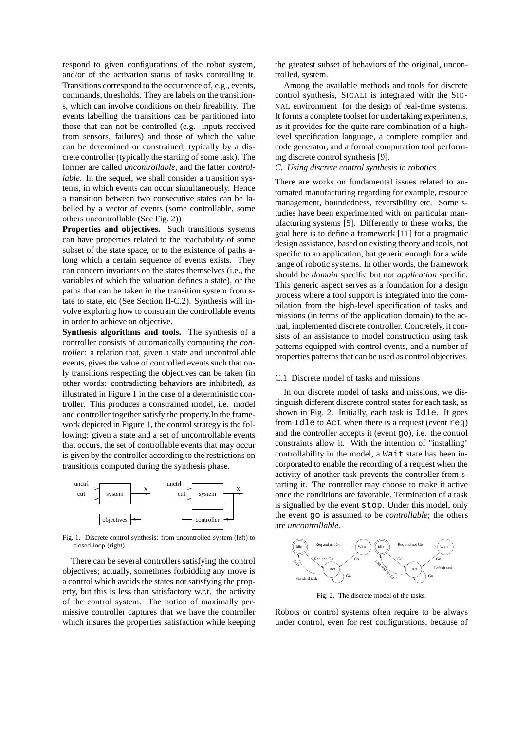respond to given configurations of the robot system, and/or of the activation status of tasks controlling it. Transitions correspond to the occurrence of, e.g., events, commands, thresholds. They are labels on the transitions, which can involve conditions on their fireability. The events labelling the transitions can be partitioned into those that can not be controlled (e.g. inputs received from sensors, failures) and those of which the value can be determined or constrained, typically by a discrete controller (typically the starting of some task). The former are called *uncontrollable*, and the latter *controllable*. In the sequel, we shall consider a transition systems, in which events can occur simultaneously. Hence a transition between two consecutive states can be labelled by a vector of events (some controllable, some others uncontrollable (See Fig. 2))

**Properties and objectives.** Such transitions systems can have properties related to the reachability of some subset of the state space, or to the existence of paths along which a certain sequence of events exists. They can concern invariants on the states themselves (i.e., the variables of which the valuation defines a state), or the paths that can be taken in the transition system from state to state, etc (See Section II-C.2). Synthesis will involve exploring how to constrain the controllable events in order to achieve an objective.

**Synthesis algorithms and tools.** The synthesis of a controller consists of automatically computing the *controller*: a relation that, given a state and uncontrollable events, gives the value of controlled events such that only transitions respecting the objectives can be taken (in other words: contradicting behaviors are inhibited), as illustrated in Figure 1 in the case of a deterministic controller. This produces a constrained model, i.e. model and controller together satisfy the property.In the framework depicted in Figure 1, the control strategy is the following: given a state and a set of uncontrollable events that occurs, the set of controllable events that may occur is given by the controller according to the restrictions on transitions computed during the synthesis phase.

Fig. 1. Discrete control synthesis: from uncontrolled system (left) to closed-loop (right).

There can be several controllers satisfying the control objectives; actually, sometimes forbidding any move is a control which avoids the states not satisfying the property, but this is less than satisfactory w.r.t. the activity of the control system. The notion of maximally permissive controller captures that we have the controller which insures the properties satisfaction while keeping the greatest subset of behaviors of the original, uncontrolled, system.

Among the available methods and tools for discrete control synthesis, SIGALI is integrated with the SIGNAL environment for the design of real-time systems. It forms a complete toolset for undertaking experiments, as it provides for the quite rare combination of a high-level specification language, a complete compiler and code generator, and a formal computation tool performing discrete control synthesis [9].

### C. Using discrete control synthesis in robotics

There are works on fundamental issues related to automated manufacturing regarding for example, resource management, boundedness, reversibility etc. Some studies have been experimented with on particular manufacturing systems [5]. Differently to these works, the goal here is to define a framework [11] for a pragmatic design assistance, based on existing theory and tools, not specific to an application, but generic enough for a wide range of robotic systems. In other words, the framework should be *domain* specific but not *application* specific. This generic aspect serves as a foundation for a design process where a tool support is integrated into the compilation from the high-level specification of tasks and missions (in terms of the application domain) to the actual, implemented discrete controller. Concretely, it consists of an assistance to model construction using task patterns equipped with control events, and a number of properties patterns that can be used as control objectives.

#### C.1 Discrete model of tasks and missions

In our discrete model of tasks and missions, we distinguish different discrete control states for each task, as shown in Fig. 2. Initially, each task is `Idle`. It goes from `Idle` to `Act` when there is a request (event `req`) and the controller accepts it (event `go`), i.e. the control constraints allow it. With the intention of "installing" controllability in the model, a `Wait` state has been incorporated to enable the recording of a request when the activity of another task prevents the controller from starting it. The controller may choose to make it active once the conditions are favorable. Termination of a task is signalled by the event `stop`. Under this model, only the event `go` is assumed to be *controllable*; the others are *uncontrollable*.

Fig. 2. The discrete model of the tasks.

Robots or control systems often require to be always under control, even for rest configurations, because of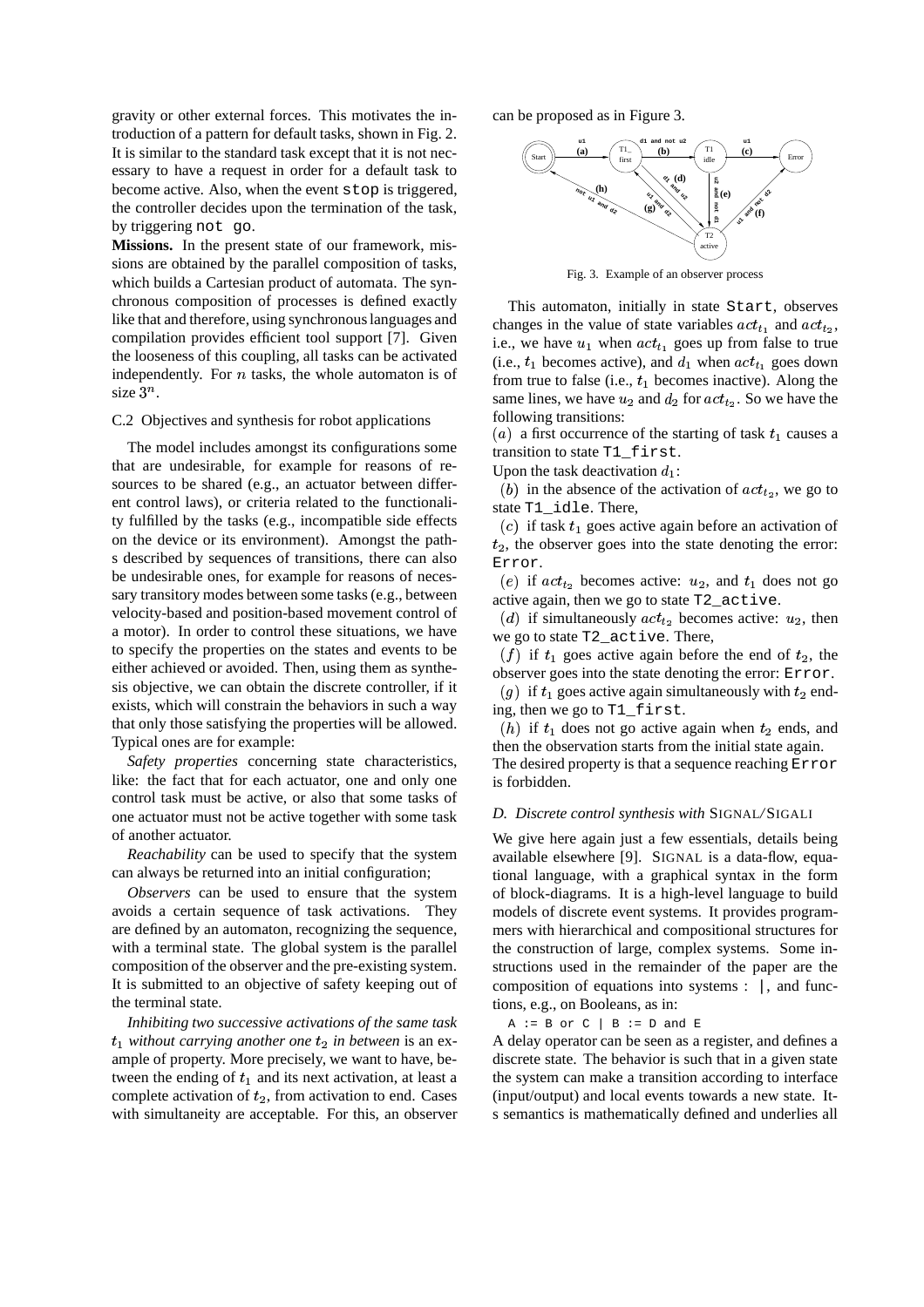gravity or other external forces. This motivates the introduction of a pattern for default tasks, shown in Fig. 2. It is similar to the standard task except that it is not necessary to have a request in order for a default task to become active. Also, when the event `stop` is triggered, the controller decides upon the termination of the task, by triggering `not go`.

**Missions.** In the present state of our framework, missions are obtained by the parallel composition of tasks, which builds a Cartesian product of automata. The synchronous composition of processes is defined exactly like that and therefore, using synchronous languages and compilation provides efficient tool support [7]. Given the looseness of this coupling, all tasks can be activated independently. For $n$ tasks, the whole automaton is of size $3^n$.

### C.2 Objectives and synthesis for robot applications

The model includes amongst its configurations some that are undesirable, for example for reasons of resources to be shared (e.g., an actuator between different control laws), or criteria related to the functionality fulfilled by the tasks (e.g., incompatible side effects on the device or its environment). Amongst the paths described by sequences of transitions, there can also be undesirable ones, for example for reasons of necessary transitory modes between some tasks (e.g., between velocity-based and position-based movement control of a motor). In order to control these situations, we have to specify the properties on the states and events to be either achieved or avoided. Then, using them as synthesis objective, we can obtain the discrete controller, if it exists, which will constrain the behaviors in such a way that only those satisfying the properties will be allowed. Typical ones are for example:

*Safety properties* concerning state characteristics, like: the fact that for each actuator, one and only one control task must be active, or also that some tasks of one actuator must not be active together with some task of another actuator.

*Reachability* can be used to specify that the system can always be returned into an initial configuration;

*Observers* can be used to ensure that the system avoids a certain sequence of task activations. They are defined by an automaton, recognizing the sequence, with a terminal state. The global system is the parallel composition of the observer and the pre-existing system. It is submitted to an objective of safety keeping out of the terminal state.

*Inhibiting two successive activations of the same task $t_1$ without carrying another one $t_2$ in between* is an example of property. More precisely, we want to have, between the ending of $t_1$ and its next activation, at least a complete activation of $t_2$, from activation to end. Cases with simultaneity are acceptable. For this, an observer can be proposed as in Figure 3.

Fig. 3. Example of an observer process

This automaton, initially in state `Start`, observes changes in the value of state variables $act_{t_1}$ and $act_{t_2}$, i.e., we have $u_1$ when $act_{t_1}$ goes up from false to true (i.e., $t_1$ becomes active), and $d_1$ when $act_{t_1}$ goes down from true to false (i.e., $t_1$ becomes inactive). Along the same lines, we have $u_2$ and $d_2$ for $act_{t_2}$. So we have the following transitions:

$(a)$ a first occurrence of the starting of task $t_1$ causes a transition to state `T1_first`.

Upon the task deactivation $d_1$:

$(b)$ in the absence of the activation of $act_{t_2}$, we go to state `T1_idle`. There,

$(c)$ if task $t_1$ goes active again before an activation of $t_2$, the observer goes into the state denoting the error: `Error`.

$(e)$ if $act_{t_2}$ becomes active: $u_2$, and $t_1$ does not go active again, then we go to state `T2_active`.

$(d)$ if simultaneously $act_{t_2}$ becomes active: $u_2$, then we go to state `T2_active`. There,

$(f)$ if $t_1$ goes active again before the end of $t_2$, the observer goes into the state denoting the error: `Error`.

$(g)$ if $t_1$ goes active again simultaneously with $t_2$ ending, then we go to `T1_first`.

$(h)$ if $t_1$ does not go active again when $t_2$ ends, and then the observation starts from the initial state again.

The desired property is that a sequence reaching `Error` is forbidden.

### D. Discrete control synthesis with SIGNAL/SIGALI

We give here again just a few essentials, details being available elsewhere [9]. SIGNAL is a data-flow, equational language, with a graphical syntax in the form of block-diagrams. It is a high-level language to build models of discrete event systems. It provides programmers with hierarchical and compositional structures for the construction of large, complex systems. Some instructions used in the remainder of the paper are the composition of equations into systems : `|`, and functions, e.g., on Booleans, as in:

```
A := B or C | B := D and E
```

A delay operator can be seen as a register, and defines a discrete state. The behavior is such that in a given state the system can make a transition according to interface (input/output) and local events towards a new state. Its semantics is mathematically defined and underlies all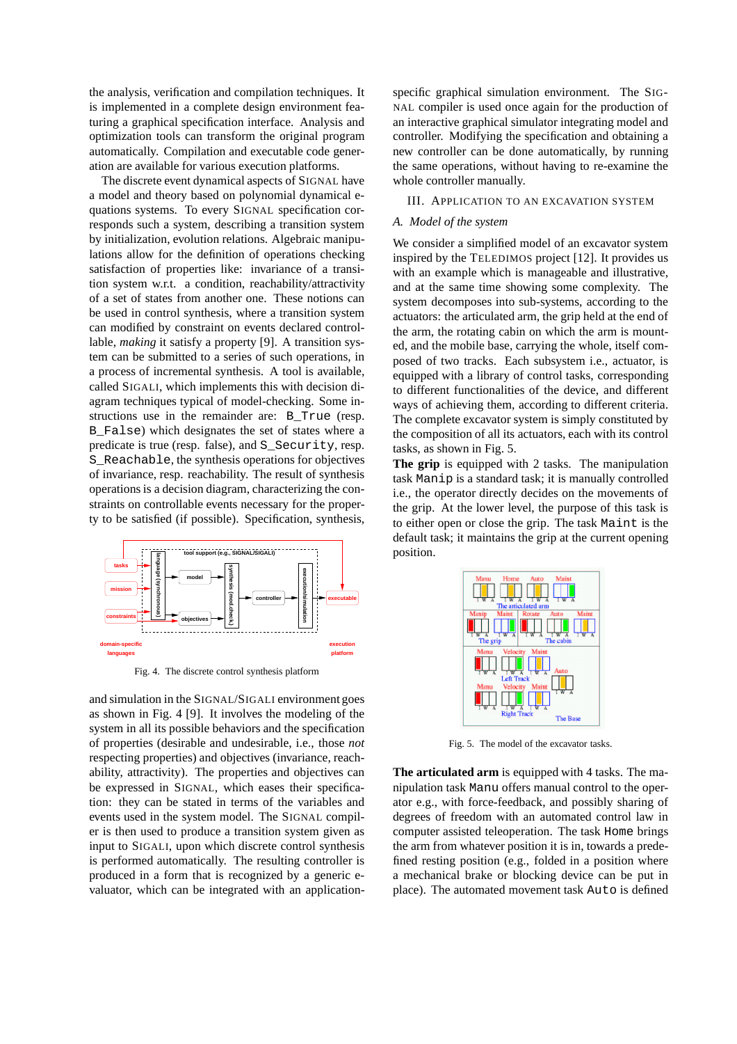the analysis, verification and compilation techniques. It is implemented in a complete design environment featuring a graphical specification interface. Analysis and optimization tools can transform the original program automatically. Compilation and executable code generation are available for various execution platforms.

The discrete event dynamical aspects of SIGNAL have a model and theory based on polynomial dynamical equations systems. To every SIGNAL specification corresponds such a system, describing a transition system by initialization, evolution relations. Algebraic manipulations allow for the definition of operations checking satisfaction of properties like: invariance of a transition system w.r.t. a condition, reachability/attractivity of a set of states from another one. These notions can be used in control synthesis, where a transition system can modified by constraint on events declared controllable, *making* it satisfy a property [9]. A transition system can be submitted to a series of such operations, in a process of incremental synthesis. A tool is available, called SIGALI, which implements this with decision diagram techniques typical of model-checking. Some instructions use in the remainder are: `B_True` (resp. `B_False`) which designates the set of states where a predicate is true (resp. false), and `S_Security`, resp. `S_Reachable`, the synthesis operations for objectives of invariance, resp. reachability. The result of synthesis operations is a decision diagram, characterizing the constraints on controllable events necessary for the property to be satisfied (if possible). Specification, synthesis,

Fig. 4. The discrete control synthesis platform

and simulation in the SIGNAL/SIGALI environment goes as shown in Fig. 4 [9]. It involves the modeling of the system in all its possible behaviors and the specification of properties (desirable and undesirable, i.e., those *not* respecting properties) and objectives (invariance, reachability, attractivity). The properties and objectives can be expressed in SIGNAL, which eases their specification: they can be stated in terms of the variables and events used in the system model. The SIGNAL compiler is then used to produce a transition system given as input to SIGALI, upon which discrete control synthesis is performed automatically. The resulting controller is produced in a form that is recognized by a generic evaluator, which can be integrated with an application-specific graphical simulation environment. The SIGNAL compiler is used once again for the production of an interactive graphical simulator integrating model and controller. Modifying the specification and obtaining a new controller can be done automatically, by running the same operations, without having to re-examine the whole controller manually.

## III. Application to an Excavation System

### A. Model of the system

We consider a simplified model of an excavator system inspired by the TELEDIMOS project [12]. It provides us with an example which is manageable and illustrative, and at the same time showing some complexity. The system decomposes into sub-systems, according to the actuators: the articulated arm, the grip held at the end of the arm, the rotating cabin on which the arm is mounted, and the mobile base, carrying the whole, itself composed of two tracks. Each subsystem i.e., actuator, is equipped with a library of control tasks, corresponding to different functionalities of the device, and different ways of achieving them, according to different criteria. The complete excavator system is simply constituted by the composition of all its actuators, each with its control tasks, as shown in Fig. 5.

**The grip** is equipped with 2 tasks. The manipulation task `Manip` is a standard task; it is manually controlled i.e., the operator directly decides on the movements of the grip. At the lower level, the purpose of this task is to either open or close the grip. The task `Maint` is the default task; it maintains the grip at the current opening position.

Fig. 5. The model of the excavator tasks.

**The articulated arm** is equipped with 4 tasks. The manipulation task `Manu` offers manual control to the operator e.g., with force-feedback, and possibly sharing of degrees of freedom with an automated control law in computer assisted teleoperation. The task `Home` brings the arm from whatever position it is in, towards a predefined resting position (e.g., folded in a position where a mechanical brake or blocking device can be put in place). The automated movement task `Auto` is defined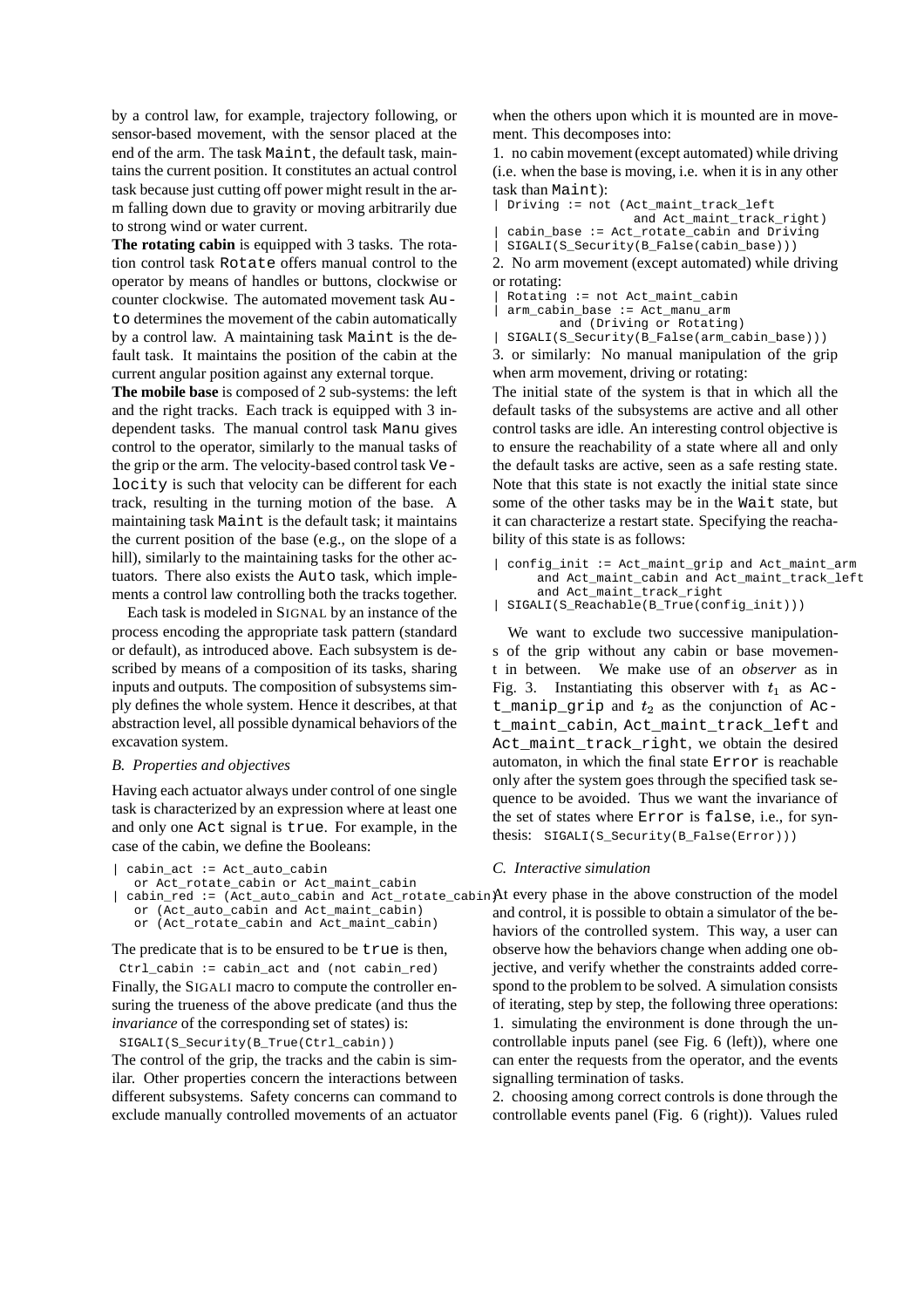by a control law, for example, trajectory following, or sensor-based movement, with the sensor placed at the end of the arm. The task Maint, the default task, maintains the current position. It constitutes an actual control task because just cutting off power might result in the arm falling down due to gravity or moving arbitrarily due to strong wind or water current.

**The rotating cabin** is equipped with 3 tasks. The rotation control task Rotate offers manual control to the operator by means of handles or buttons, clockwise or counter clockwise. The automated movement task Auto determines the movement of the cabin automatically by a control law. A maintaining task Maint is the default task. It maintains the position of the cabin at the current angular position against any external torque.

**The mobile base** is composed of 2 sub-systems: the left and the right tracks. Each track is equipped with 3 independent tasks. The manual control task Manu gives control to the operator, similarly to the manual tasks of the grip or the arm. The velocity-based control task Velocity is such that velocity can be different for each track, resulting in the turning motion of the base. A maintaining task Maint is the default task; it maintains the current position of the base (e.g., on the slope of a hill), similarly to the maintaining tasks for the other actuators. There also exists the Auto task, which implements a control law controlling both the tracks together.

Each task is modeled in SIGNAL by an instance of the process encoding the appropriate task pattern (standard or default), as introduced above. Each subsystem is described by means of a composition of its tasks, sharing inputs and outputs. The composition of subsystems simply defines the whole system. Hence it describes, at that abstraction level, all possible dynamical behaviors of the excavation system.

### *B. Properties and objectives*

Having each actuator always under control of one single task is characterized by an expression where at least one and only one Act signal is true. For example, in the case of the cabin, we define the Booleans:

```
| cabin_act := Act_auto_cabin
   or Act_rotate_cabin or Act_maint_cabin
| cabin_red := (Act_auto_cabin and Act_rotate_cabin)
   or (Act_auto_cabin and Act_maint_cabin)
   or (Act_rotate_cabin and Act_maint_cabin)
```

The predicate that is to be ensured to be true is then,

```
Ctrl_cabin := cabin_act and (not cabin_red)
```

Finally, the SIGALI macro to compute the controller ensuring the trueness of the above predicate (and thus the *invariance* of the corresponding set of states) is:

```
SIGALI(S_Security(B_True(Ctrl_cabin))
```

The control of the grip, the tracks and the cabin is similar. Other properties concern the interactions between different subsystems. Safety concerns can command to exclude manually controlled movements of an actuator when the others upon which it is mounted are in movement. This decomposes into:

1. no cabin movement (except automated) while driving (i.e. when the base is moving, i.e. when it is in any other task than Maint):

```
| Driving := not (Act_maint_track_left
                 and Act_maint_track_right)
| cabin_base := Act_rotate_cabin and Driving
| SIGALI(S_Security(B_False(cabin_base)))
```

2. No arm movement (except automated) while driving or rotating:

```
| Rotating := not Act_maint_cabin
| arm_cabin_base := Act_manu_arm
       and (Driving or Rotating)
| SIGALI(S_Security(B_False(arm_cabin_base)))
```

3. or similarly: No manual manipulation of the grip when arm movement, driving or rotating:

The initial state of the system is that in which all the default tasks of the subsystems are active and all other control tasks are idle. An interesting control objective is to ensure the reachability of a state where all and only the default tasks are active, seen as a safe resting state. Note that this state is not exactly the initial state since some of the other tasks may be in the Wait state, but it can characterize a restart state. Specifying the reachability of this state is as follows:

```
| config_init := Act_maint_grip and Act_maint_arm
     and Act_maint_cabin and Act_maint_track_left
     and Act_maint_track_right
| SIGALI(S_Reachable(B_True(config_init)))
```

We want to exclude two successive manipulations of the grip without any cabin or base movement in between. We make use of an *observer* as in Fig. 3. Instantiating this observer with $t_1$ as Act_manip_grip and $t_2$ as the conjunction of Act_maint_cabin, Act_maint_track_left and Act_maint_track_right, we obtain the desired automaton, in which the final state Error is reachable only after the system goes through the specified task sequence to be avoided. Thus we want the invariance of the set of states where Error is false, i.e., for synthesis: `SIGALI(S_Security(B_False(Error)))`

### *C. Interactive simulation*

At every phase in the above construction of the model and control, it is possible to obtain a simulator of the behaviors of the controlled system. This way, a user can observe how the behaviors change when adding one objective, and verify whether the constraints added correspond to the problem to be solved. A simulation consists of iterating, step by step, the following three operations:

1. simulating the environment is done through the uncontrollable inputs panel (see Fig. 6 (left)), where one can enter the requests from the operator, and the events signalling termination of tasks.

2. choosing among correct controls is done through the controllable events panel (Fig. 6 (right)). Values ruled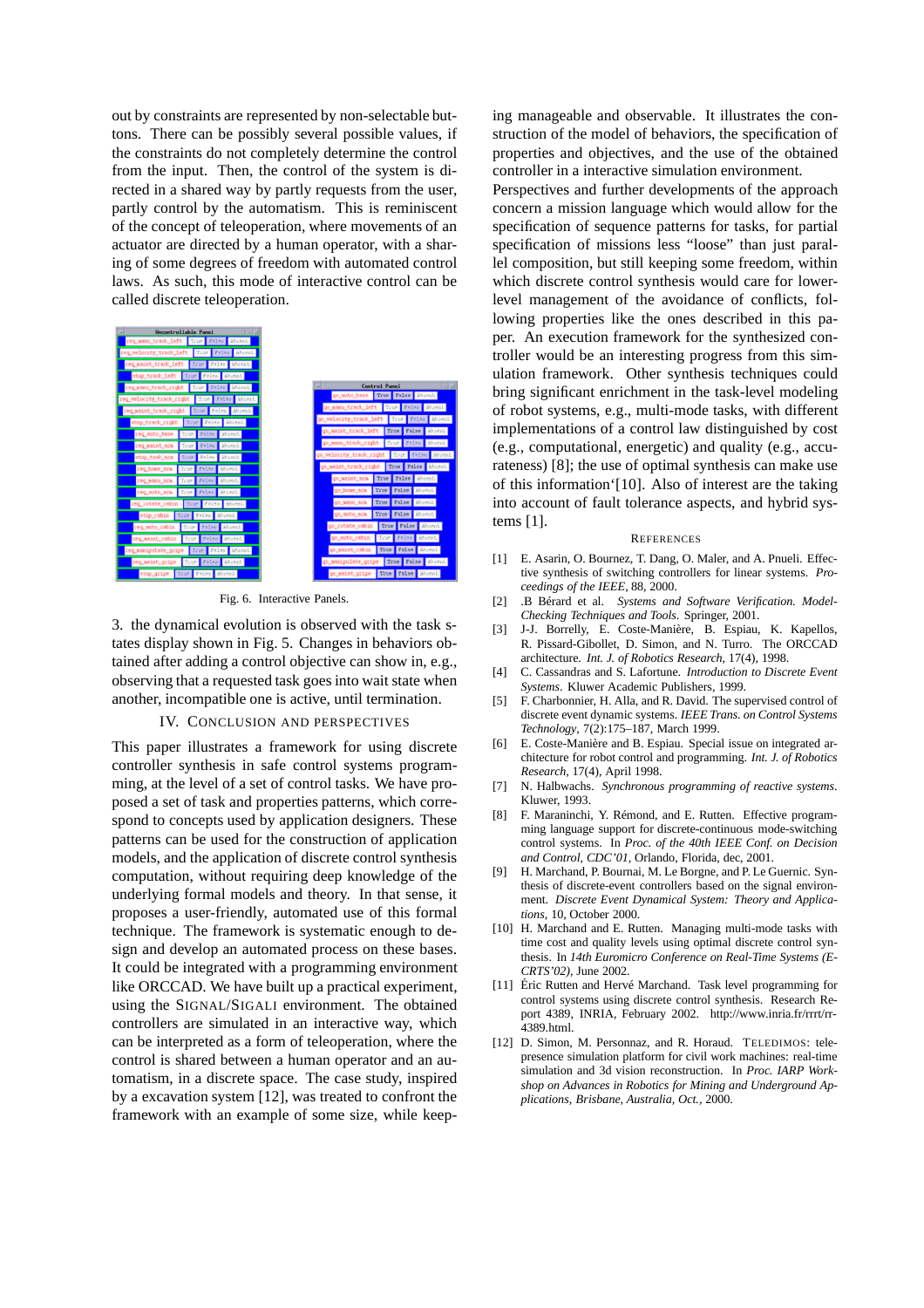out by constraints are represented by non-selectable buttons. There can be possibly several possible values, if the constraints do not completely determine the control from the input. Then, the control of the system is directed in a shared way by partly requests from the user, partly control by the automatism. This is reminiscent of the concept of teleoperation, where movements of an actuator are directed by a human operator, with a sharing of some degrees of freedom with automated control laws. As such, this mode of interactive control can be called discrete teleoperation.

Fig. 6. Interactive Panels.

3. the dynamical evolution is observed with the task states display shown in Fig. 5. Changes in behaviors obtained after adding a control objective can show in, e.g., observing that a requested task goes into wait state when another, incompatible one is active, until termination.

## IV. Conclusion and Perspectives

This paper illustrates a framework for using discrete controller synthesis in safe control systems programming, at the level of a set of control tasks. We have proposed a set of task and properties patterns, which correspond to concepts used by application designers. These patterns can be used for the construction of application models, and the application of discrete control synthesis computation, without requiring deep knowledge of the underlying formal models and theory. In that sense, it proposes a user-friendly, automated use of this formal technique. The framework is systematic enough to design and develop an automated process on these bases. It could be integrated with a programming environment like ORCCAD. We have built up a practical experiment, using the SIGNAL/SIGALI environment. The obtained controllers are simulated in an interactive way, which can be interpreted as a form of teleoperation, where the control is shared between a human operator and an automatism, in a discrete space. The case study, inspired by a excavation system [12], was treated to confront the framework with an example of some size, while keeping manageable and observable. It illustrates the construction of the model of behaviors, the specification of properties and objectives, and the use of the obtained controller in a interactive simulation environment.

Perspectives and further developments of the approach concern a mission language which would allow for the specification of sequence patterns for tasks, for partial specification of missions less "loose" than just parallel composition, but still keeping some freedom, within which discrete control synthesis would care for lower-level management of the avoidance of conflicts, following properties like the ones described in this paper. An execution framework for the synthesized controller would be an interesting progress from this simulation framework. Other synthesis techniques could bring significant enrichment in the task-level modeling of robot systems, e.g., multi-mode tasks, with different implementations of a control law distinguished by cost (e.g., computational, energetic) and quality (e.g., accurateness) [8]; the use of optimal synthesis can make use of this information'[10]. Also of interest are the taking into account of fault tolerance aspects, and hybrid systems [1].

## References

[1] E. Asarin, O. Bournez, T. Dang, O. Maler, and A. Pnueli. Effective synthesis of switching controllers for linear systems. *Proceedings of the IEEE*, 88, 2000.

[2] .B Bérard et al. *Systems and Software Verification. Model-Checking Techniques and Tools*. Springer, 2001.

[3] J-J. Borrelly, E. Coste-Manière, B. Espiau, K. Kapellos, R. Pissard-Gibollet, D. Simon, and N. Turro. The ORCCAD architecture. *Int. J. of Robotics Research*, 17(4), 1998.

[4] C. Cassandras and S. Lafortune. *Introduction to Discrete Event Systems*. Kluwer Academic Publishers, 1999.

[5] F. Charbonnier, H. Alla, and R. David. The supervised control of discrete event dynamic systems. *IEEE Trans. on Control Systems Technology*, 7(2):175–187, March 1999.

[6] E. Coste-Manière and B. Espiau. Special issue on integrated architecture for robot control and programming. *Int. J. of Robotics Research*, 17(4), April 1998.

[7] N. Halbwachs. *Synchronous programming of reactive systems*. Kluwer, 1993.

[8] F. Maraninchi, Y. Rémond, and E. Rutten. Effective programming language support for discrete-continuous mode-switching control systems. In *Proc. of the 40th IEEE Conf. on Decision and Control, CDC'01*, Orlando, Florida, dec, 2001.

[9] H. Marchand, P. Bournai, M. Le Borgne, and P. Le Guernic. Synthesis of discrete-event controllers based on the signal environment. *Discrete Event Dynamical System: Theory and Applications*, 10, October 2000.

[10] H. Marchand and E. Rutten. Managing multi-mode tasks with time cost and quality levels using optimal discrete control synthesis. In *14th Euromicro Conference on Real-Time Systems (ECRTS'02)*, June 2002.

[11] Éric Rutten and Hervé Marchand. Task level programming for control systems using discrete control synthesis. Research Report 4389, INRIA, February 2002. http://www.inria.fr/rrrt/rr-4389.html.

[12] D. Simon, M. Personnaz, and R. Horaud. TELEDIMOS: telepresence simulation platform for civil work machines: real-time simulation and 3d vision reconstruction. In *Proc. IARP Workshop on Advances in Robotics for Mining and Underground Applications, Brisbane, Australia, Oct.*, 2000.